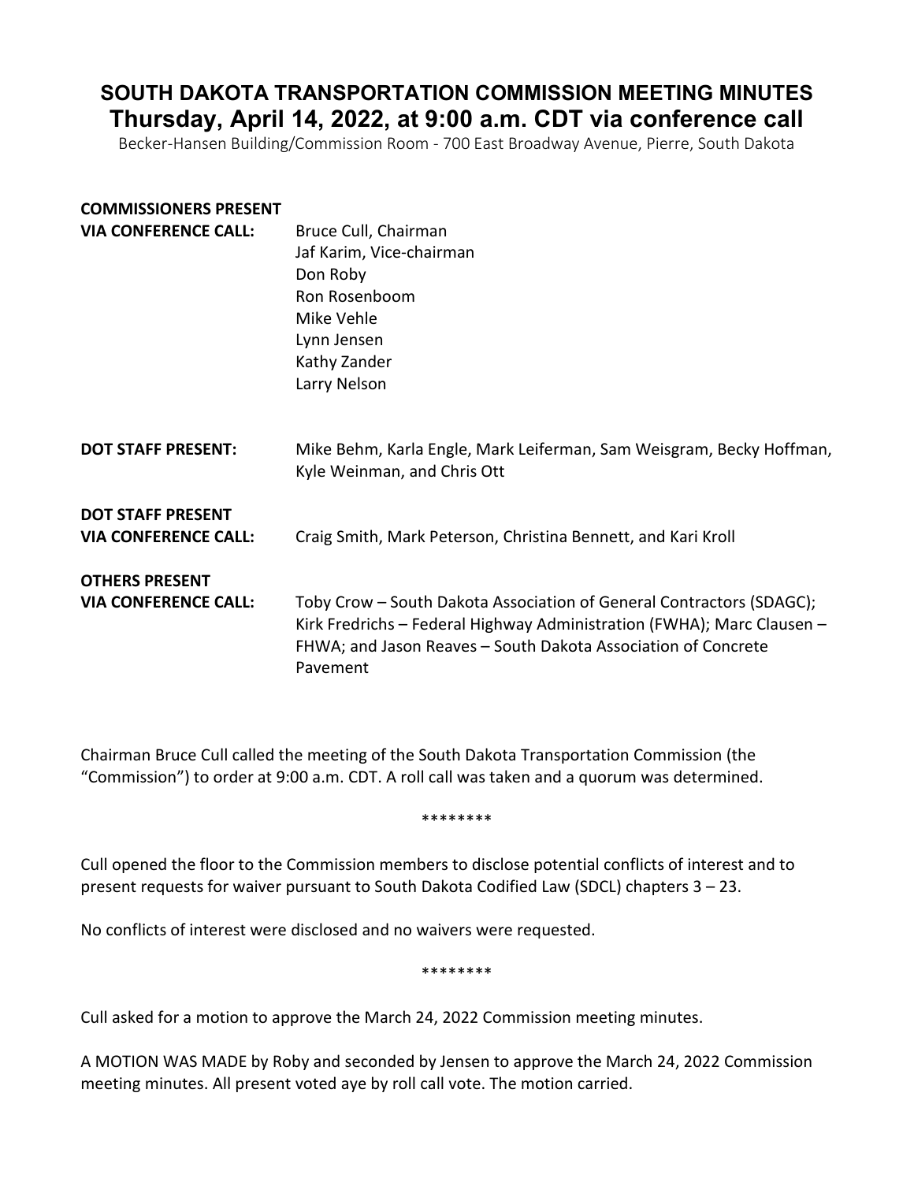# SOUTH DAKOTA TRANSPORTATION COMMISSION MEETING MINUTES
## Thursday, April 14, 2022, at 9:00 a.m. CDT via conference call

Becker-Hansen Building/Commission Room - 700 East Broadway Avenue, Pierre, South Dakota

**COMMISSIONERS PRESENT VIA CONFERENCE CALL:**
Bruce Cull, Chairman
Jaf Karim, Vice-chairman
Don Roby
Ron Rosenboom
Mike Vehle
Lynn Jensen
Kathy Zander
Larry Nelson

**DOT STAFF PRESENT:** Mike Behm, Karla Engle, Mark Leiferman, Sam Weisgram, Becky Hoffman, Kyle Weinman, and Chris Ott

**DOT STAFF PRESENT VIA CONFERENCE CALL:** Craig Smith, Mark Peterson, Christina Bennett, and Kari Kroll

**OTHERS PRESENT VIA CONFERENCE CALL:** Toby Crow – South Dakota Association of General Contractors (SDAGC); Kirk Fredrichs – Federal Highway Administration (FWHA); Marc Clausen – FHWA; and Jason Reaves – South Dakota Association of Concrete Pavement

Chairman Bruce Cull called the meeting of the South Dakota Transportation Commission (the "Commission") to order at 9:00 a.m. CDT. A roll call was taken and a quorum was determined.

********

Cull opened the floor to the Commission members to disclose potential conflicts of interest and to present requests for waiver pursuant to South Dakota Codified Law (SDCL) chapters 3 – 23.

No conflicts of interest were disclosed and no waivers were requested.

********

Cull asked for a motion to approve the March 24, 2022 Commission meeting minutes.

A MOTION WAS MADE by Roby and seconded by Jensen to approve the March 24, 2022 Commission meeting minutes. All present voted aye by roll call vote. The motion carried.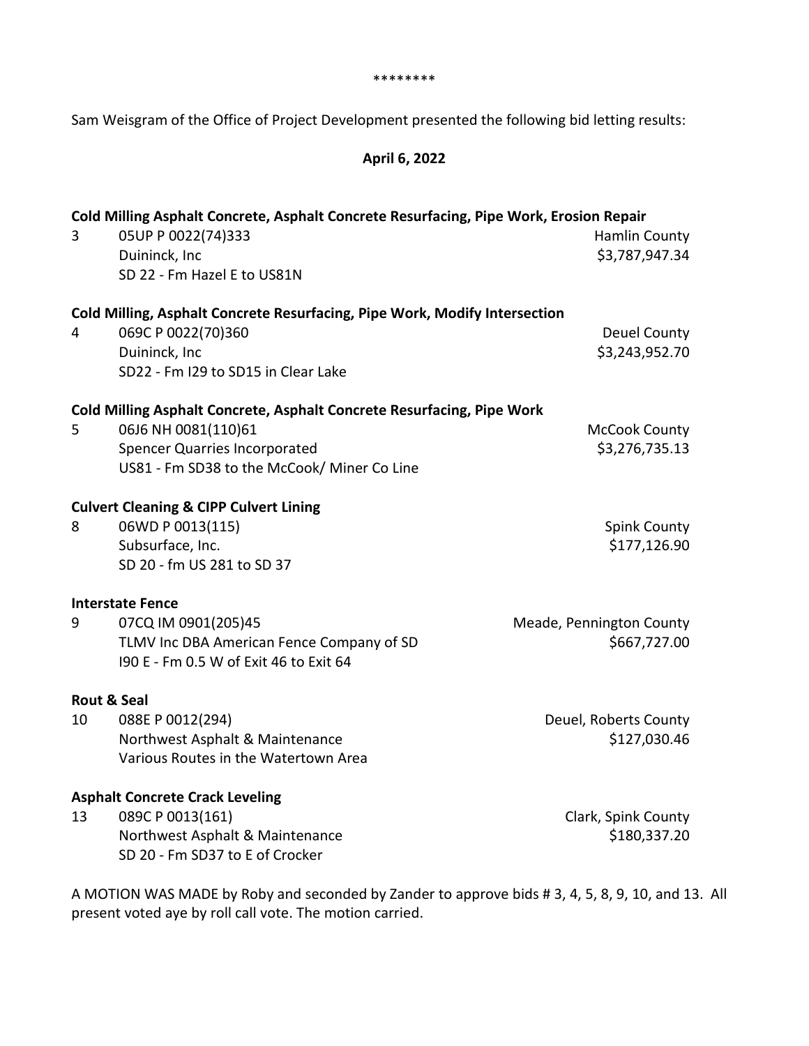\*\*\*\*\*\*\*\*

Sam Weisgram of the Office of Project Development presented the following bid letting results:

**April 6, 2022**

**Cold Milling Asphalt Concrete, Asphalt Concrete Resurfacing, Pipe Work, Erosion Repair**

| | | |
|---|---|---|
| 3 | 05UP P 0022(74)333 | Hamlin County |
| | Duininck, Inc | $3,787,947.34 |
| | SD 22 - Fm Hazel E to US81N | |

**Cold Milling, Asphalt Concrete Resurfacing, Pipe Work, Modify Intersection**

| | | |
|---|---|---|
| 4 | 069C P 0022(70)360 | Deuel County |
| | Duininck, Inc | $3,243,952.70 |
| | SD22 - Fm I29 to SD15 in Clear Lake | |

**Cold Milling Asphalt Concrete, Asphalt Concrete Resurfacing, Pipe Work**

| | | |
|---|---|---|
| 5 | 06J6 NH 0081(110)61 | McCook County |
| | Spencer Quarries Incorporated | $3,276,735.13 |
| | US81 - Fm SD38 to the McCook/ Miner Co Line | |

**Culvert Cleaning & CIPP Culvert Lining**

| | | |
|---|---|---|
| 8 | 06WD P 0013(115) | Spink County |
| | Subsurface, Inc. | $177,126.90 |
| | SD 20 - fm US 281 to SD 37 | |

**Interstate Fence**

| | | |
|---|---|---|
| 9 | 07CQ IM 0901(205)45 | Meade, Pennington County |
| | TLMV Inc DBA American Fence Company of SD | $667,727.00 |
| | I90 E - Fm 0.5 W of Exit 46 to Exit 64 | |

**Rout & Seal**

| | | |
|---|---|---|
| 10 | 088E P 0012(294) | Deuel, Roberts County |
| | Northwest Asphalt & Maintenance | $127,030.46 |
| | Various Routes in the Watertown Area | |

**Asphalt Concrete Crack Leveling**

| | | |
|---|---|---|
| 13 | 089C P 0013(161) | Clark, Spink County |
| | Northwest Asphalt & Maintenance | $180,337.20 |
| | SD 20 - Fm SD37 to E of Crocker | |

A MOTION WAS MADE by Roby and seconded by Zander to approve bids # 3, 4, 5, 8, 9, 10, and 13. All present voted aye by roll call vote. The motion carried.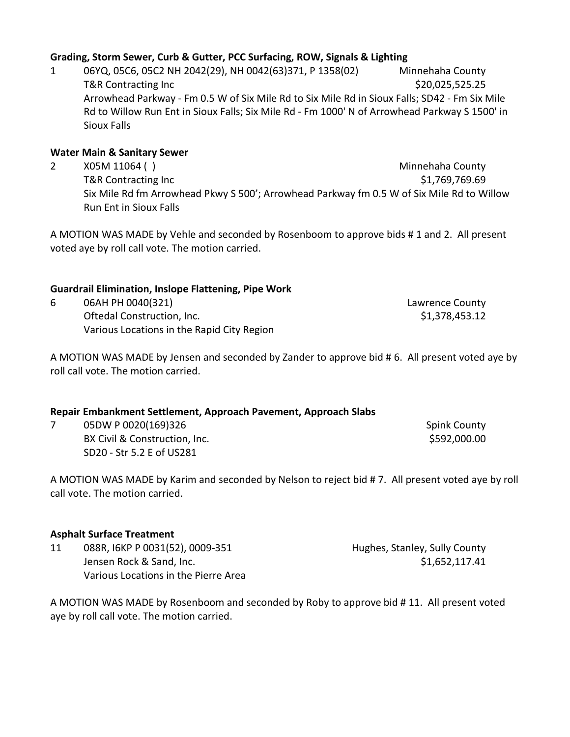**Grading, Storm Sewer, Curb & Gutter, PCC Surfacing, ROW, Signals & Lighting**

1 06YQ, 05C6, 05C2 NH 2042(29), NH 0042(63)371, P 1358(02) Minnehaha County
T&R Contracting Inc $20,025,525.25
Arrowhead Parkway - Fm 0.5 W of Six Mile Rd to Six Mile Rd in Sioux Falls; SD42 - Fm Six Mile Rd to Willow Run Ent in Sioux Falls; Six Mile Rd - Fm 1000' N of Arrowhead Parkway S 1500' in Sioux Falls

**Water Main & Sanitary Sewer**

2 X05M 11064 ( ) Minnehaha County
T&R Contracting Inc $1,769,769.69
Six Mile Rd fm Arrowhead Pkwy S 500'; Arrowhead Parkway fm 0.5 W of Six Mile Rd to Willow Run Ent in Sioux Falls

A MOTION WAS MADE by Vehle and seconded by Rosenboom to approve bids # 1 and 2. All present voted aye by roll call vote. The motion carried.

**Guardrail Elimination, Inslope Flattening, Pipe Work**

6 06AH PH 0040(321) Lawrence County
Oftedal Construction, Inc. $1,378,453.12
Various Locations in the Rapid City Region

A MOTION WAS MADE by Jensen and seconded by Zander to approve bid # 6. All present voted aye by roll call vote. The motion carried.

**Repair Embankment Settlement, Approach Pavement, Approach Slabs**

7 05DW P 0020(169)326 Spink County
BX Civil & Construction, Inc. $592,000.00
SD20 - Str 5.2 E of US281

A MOTION WAS MADE by Karim and seconded by Nelson to reject bid # 7. All present voted aye by roll call vote. The motion carried.

**Asphalt Surface Treatment**

11 088R, I6KP P 0031(52), 0009-351 Hughes, Stanley, Sully County
Jensen Rock & Sand, Inc. $1,652,117.41
Various Locations in the Pierre Area

A MOTION WAS MADE by Rosenboom and seconded by Roby to approve bid # 11. All present voted aye by roll call vote. The motion carried.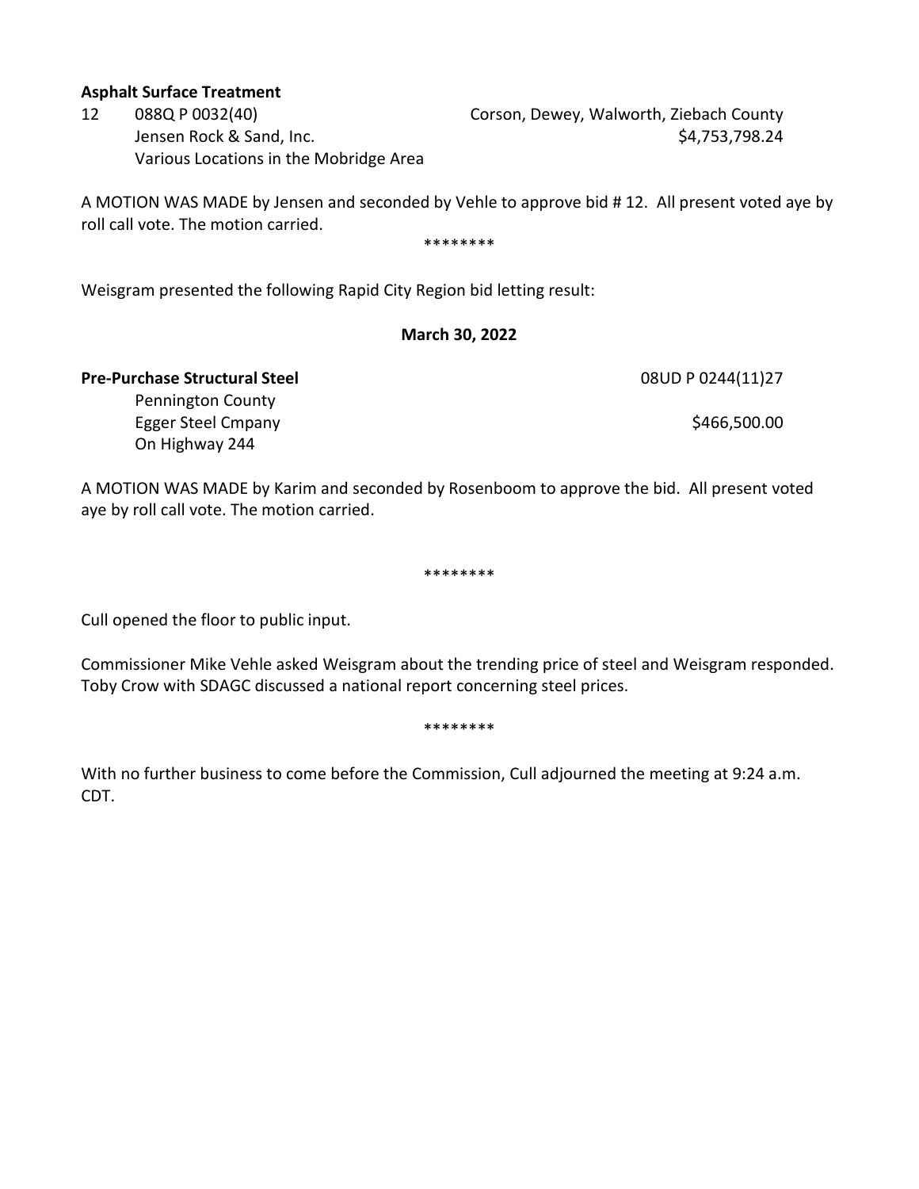**Asphalt Surface Treatment**

12 088Q P 0032(40) Corson, Dewey, Walworth, Ziebach County
Jensen Rock & Sand, Inc. $4,753,798.24
Various Locations in the Mobridge Area

A MOTION WAS MADE by Jensen and seconded by Vehle to approve bid # 12. All present voted aye by roll call vote. The motion carried.

********

Weisgram presented the following Rapid City Region bid letting result:

**March 30, 2022**

**Pre-Purchase Structural Steel** 08UD P 0244(11)27
Pennington County
Egger Steel Cmpany $466,500.00
On Highway 244

A MOTION WAS MADE by Karim and seconded by Rosenboom to approve the bid. All present voted aye by roll call vote. The motion carried.

********

Cull opened the floor to public input.

Commissioner Mike Vehle asked Weisgram about the trending price of steel and Weisgram responded. Toby Crow with SDAGC discussed a national report concerning steel prices.

********

With no further business to come before the Commission, Cull adjourned the meeting at 9:24 a.m. CDT.